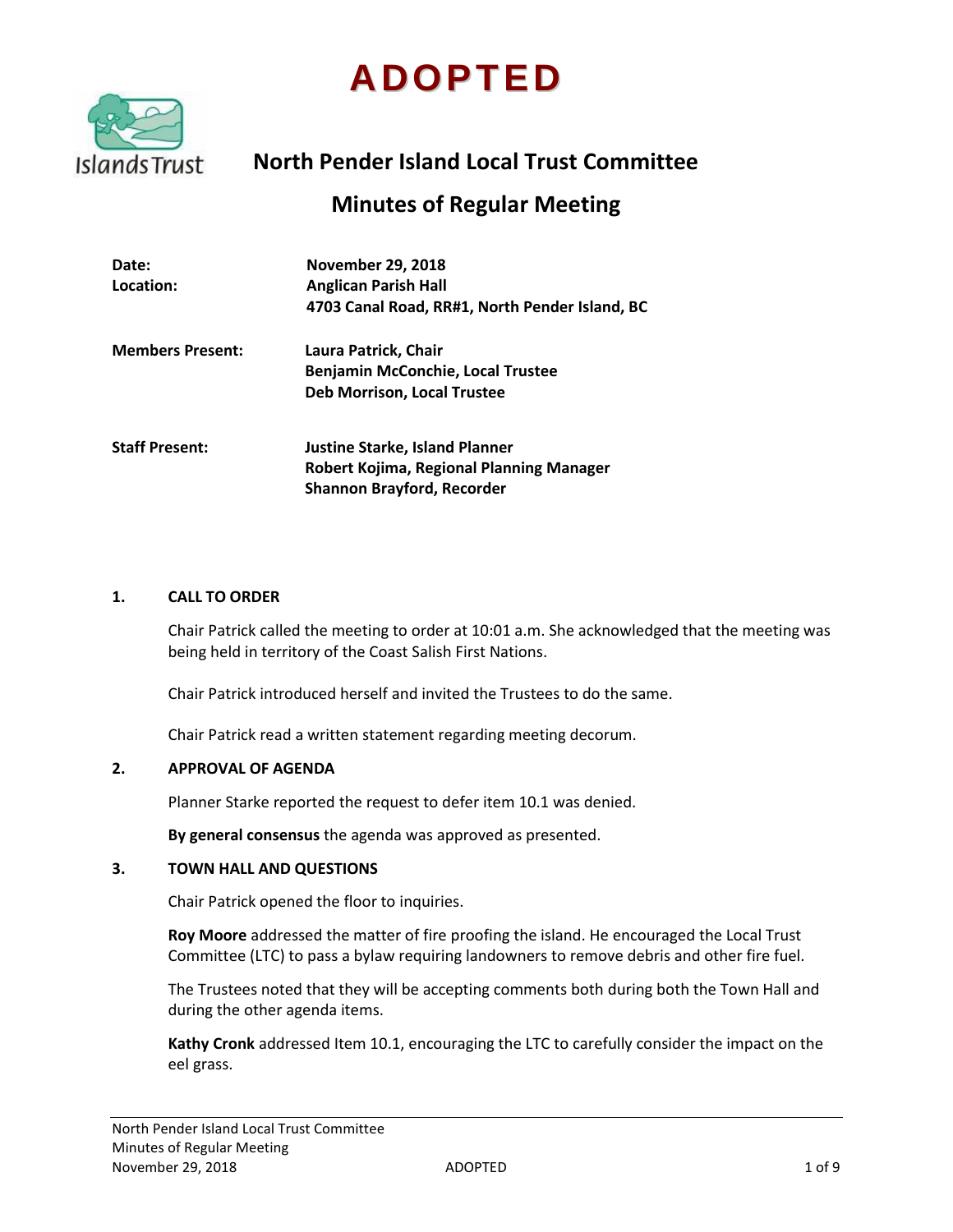# ADOPTED

## North Pender Island Local Trust Committee

## Minutes of Regular Meeting

| | |
|---|---|
| **Date:** | **November 29, 2018** |
| **Location:** | **Anglican Parish Hall** |
| | **4703 Canal Road, RR#1, North Pender Island, BC** |
| **Members Present:** | **Laura Patrick, Chair** |
| | **Benjamin McConchie, Local Trustee** |
| | **Deb Morrison, Local Trustee** |
| **Staff Present:** | **Justine Starke, Island Planner** |
| | **Robert Kojima, Regional Planning Manager** |
| | **Shannon Brayford, Recorder** |

### 1. CALL TO ORDER

Chair Patrick called the meeting to order at 10:01 a.m. She acknowledged that the meeting was being held in territory of the Coast Salish First Nations.

Chair Patrick introduced herself and invited the Trustees to do the same.

Chair Patrick read a written statement regarding meeting decorum.

### 2. APPROVAL OF AGENDA

Planner Starke reported the request to defer item 10.1 was denied.

**By general consensus** the agenda was approved as presented.

### 3. TOWN HALL AND QUESTIONS

Chair Patrick opened the floor to inquiries.

**Roy Moore** addressed the matter of fire proofing the island. He encouraged the Local Trust Committee (LTC) to pass a bylaw requiring landowners to remove debris and other fire fuel.

The Trustees noted that they will be accepting comments both during both the Town Hall and during the other agenda items.

**Kathy Cronk** addressed Item 10.1, encouraging the LTC to carefully consider the impact on the eel grass.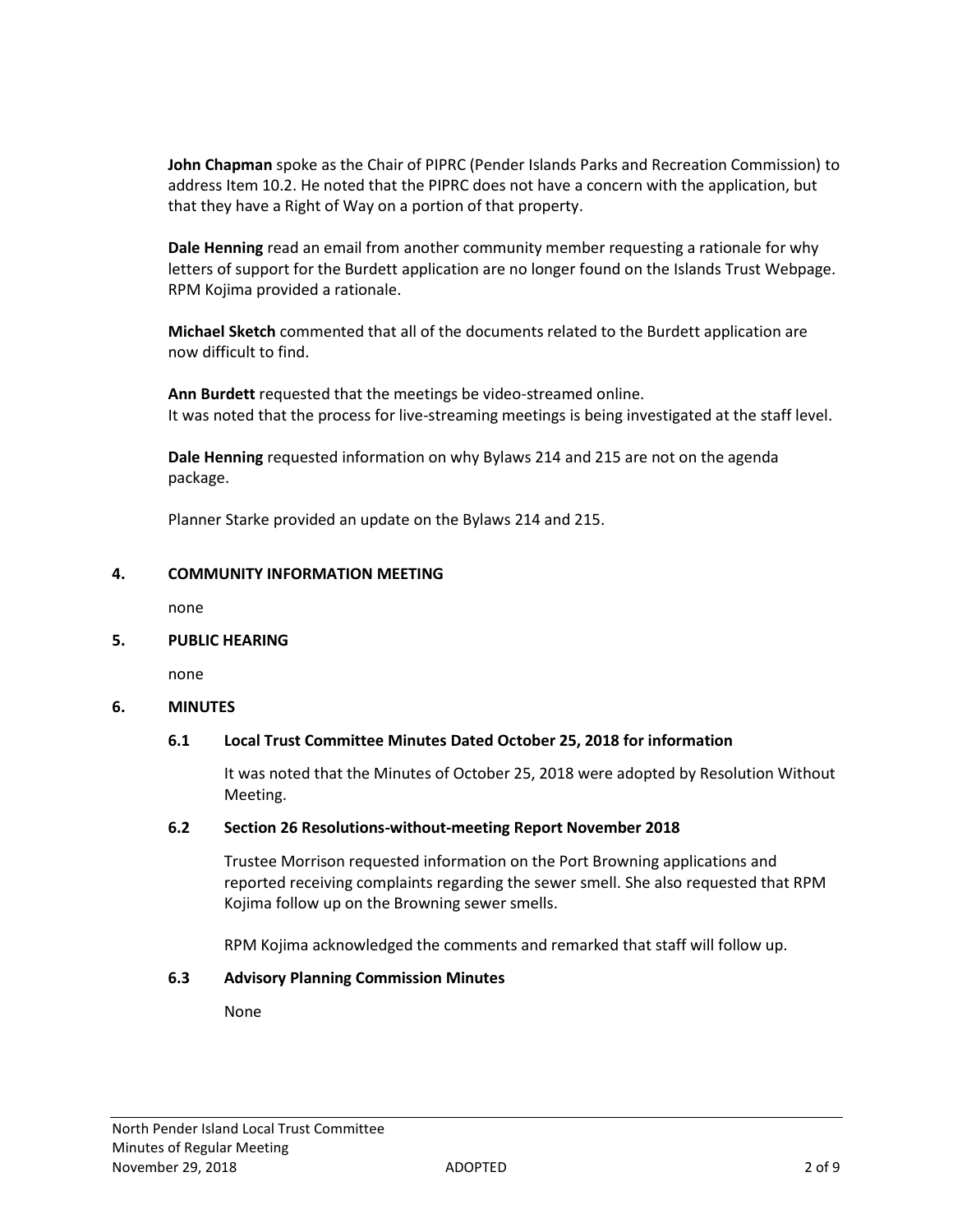**John Chapman** spoke as the Chair of PIPRC (Pender Islands Parks and Recreation Commission) to address Item 10.2. He noted that the PIPRC does not have a concern with the application, but that they have a Right of Way on a portion of that property.

**Dale Henning** read an email from another community member requesting a rationale for why letters of support for the Burdett application are no longer found on the Islands Trust Webpage. RPM Kojima provided a rationale.

**Michael Sketch** commented that all of the documents related to the Burdett application are now difficult to find.

**Ann Burdett** requested that the meetings be video-streamed online.
It was noted that the process for live-streaming meetings is being investigated at the staff level.

**Dale Henning** requested information on why Bylaws 214 and 215 are not on the agenda package.

Planner Starke provided an update on the Bylaws 214 and 215.

## 4. COMMUNITY INFORMATION MEETING

none

## 5. PUBLIC HEARING

none

## 6. MINUTES

### 6.1 Local Trust Committee Minutes Dated October 25, 2018 for information

It was noted that the Minutes of October 25, 2018 were adopted by Resolution Without Meeting.

### 6.2 Section 26 Resolutions-without-meeting Report November 2018

Trustee Morrison requested information on the Port Browning applications and reported receiving complaints regarding the sewer smell. She also requested that RPM Kojima follow up on the Browning sewer smells.

RPM Kojima acknowledged the comments and remarked that staff will follow up.

### 6.3 Advisory Planning Commission Minutes

None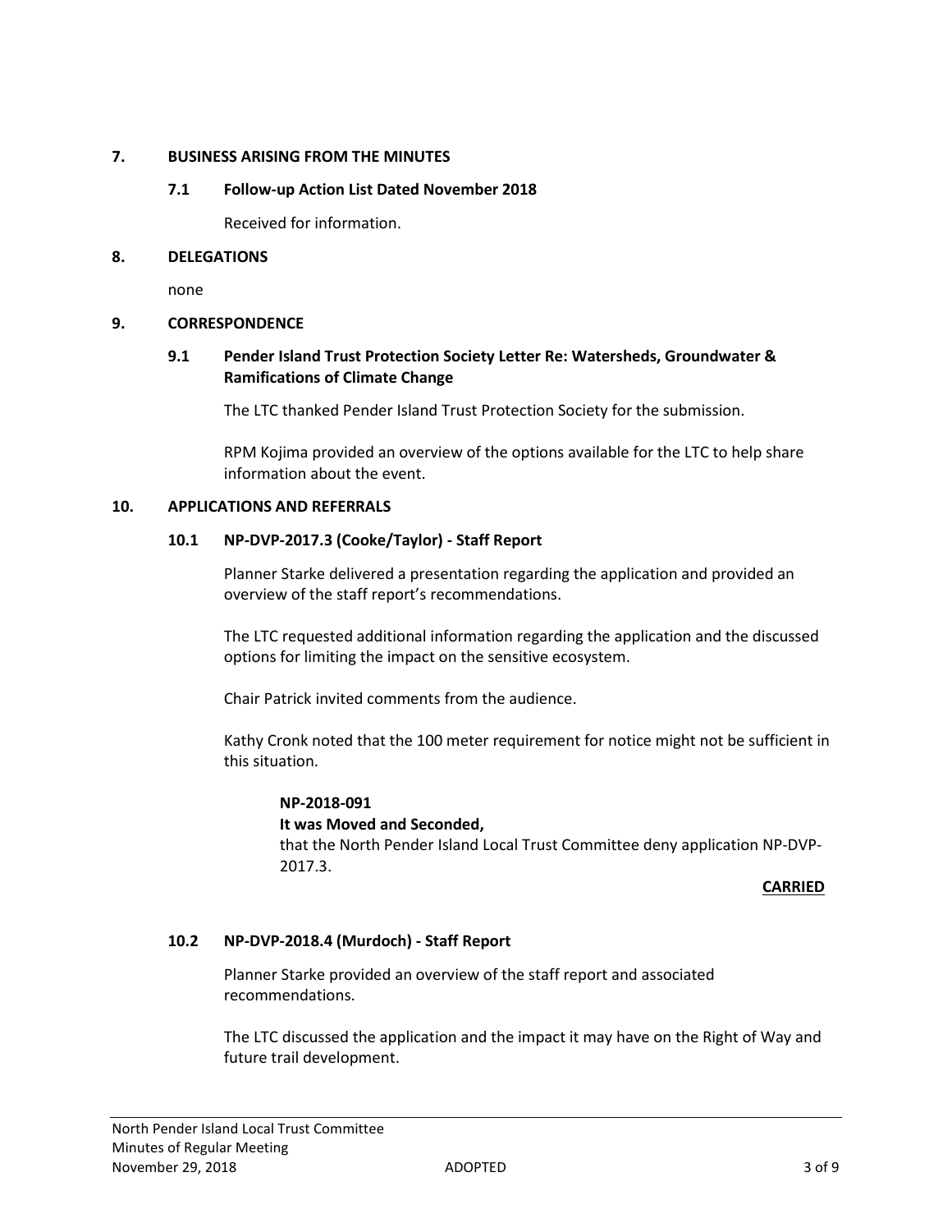## 7. BUSINESS ARISING FROM THE MINUTES

### 7.1 Follow-up Action List Dated November 2018

Received for information.

## 8. DELEGATIONS

none

## 9. CORRESPONDENCE

### 9.1 Pender Island Trust Protection Society Letter Re: Watersheds, Groundwater & Ramifications of Climate Change

The LTC thanked Pender Island Trust Protection Society for the submission.

RPM Kojima provided an overview of the options available for the LTC to help share information about the event.

## 10. APPLICATIONS AND REFERRALS

### 10.1 NP-DVP-2017.3 (Cooke/Taylor) - Staff Report

Planner Starke delivered a presentation regarding the application and provided an overview of the staff report's recommendations.

The LTC requested additional information regarding the application and the discussed options for limiting the impact on the sensitive ecosystem.

Chair Patrick invited comments from the audience.

Kathy Cronk noted that the 100 meter requirement for notice might not be sufficient in this situation.

**NP-2018-091**
**It was Moved and Seconded,**
that the North Pender Island Local Trust Committee deny application NP-DVP-2017.3.

**CARRIED**

### 10.2 NP-DVP-2018.4 (Murdoch) - Staff Report

Planner Starke provided an overview of the staff report and associated recommendations.

The LTC discussed the application and the impact it may have on the Right of Way and future trail development.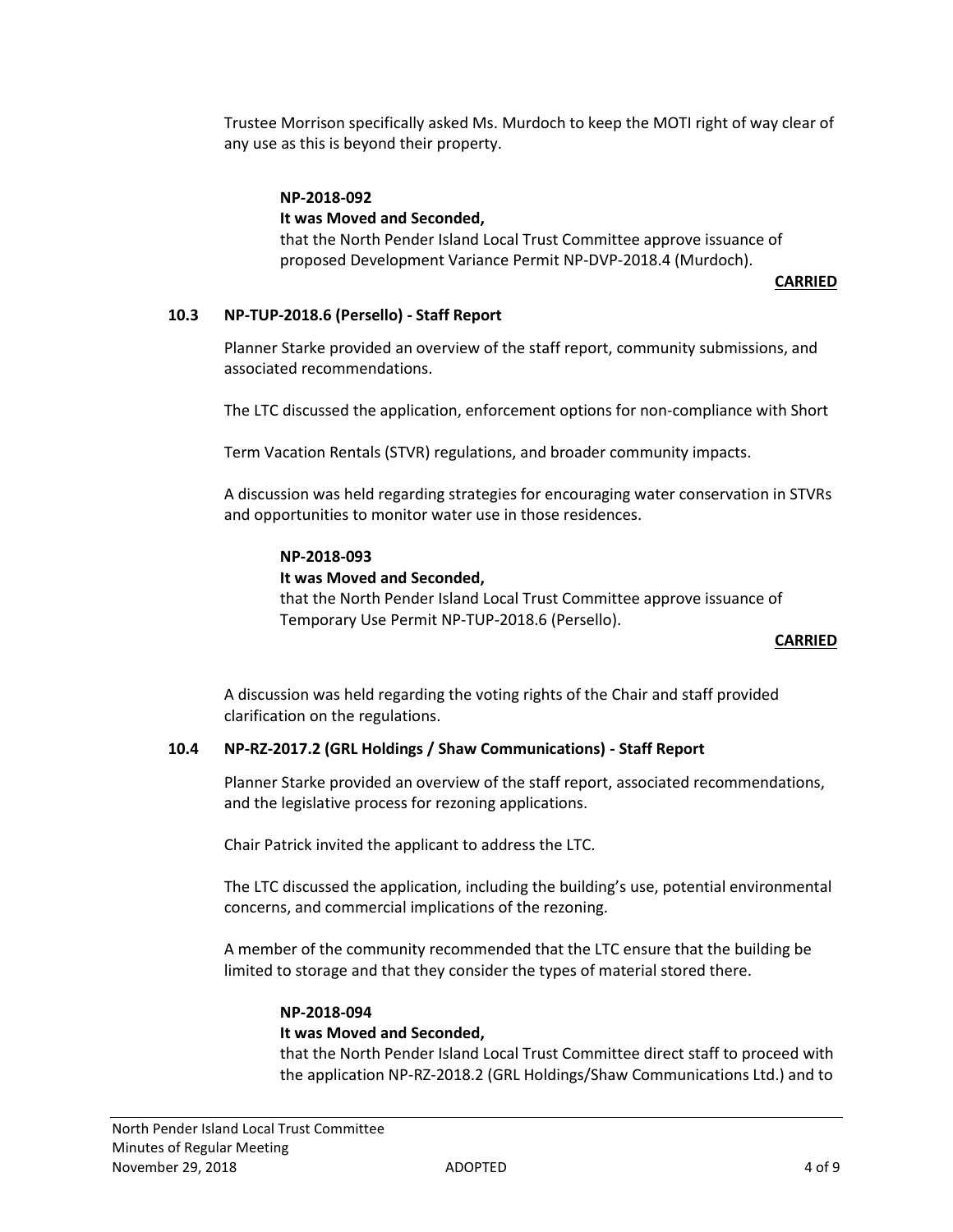Trustee Morrison specifically asked Ms. Murdoch to keep the MOTI right of way clear of any use as this is beyond their property.

**NP-2018-092**
**It was Moved and Seconded,**
that the North Pender Island Local Trust Committee approve issuance of proposed Development Variance Permit NP-DVP-2018.4 (Murdoch).

**CARRIED**

### 10.3 NP-TUP-2018.6 (Persello) - Staff Report

Planner Starke provided an overview of the staff report, community submissions, and associated recommendations.

The LTC discussed the application, enforcement options for non-compliance with Short

Term Vacation Rentals (STVR) regulations, and broader community impacts.

A discussion was held regarding strategies for encouraging water conservation in STVRs and opportunities to monitor water use in those residences.

**NP-2018-093**
**It was Moved and Seconded,**
that the North Pender Island Local Trust Committee approve issuance of Temporary Use Permit NP-TUP-2018.6 (Persello).

**CARRIED**

A discussion was held regarding the voting rights of the Chair and staff provided clarification on the regulations.

### 10.4 NP-RZ-2017.2 (GRL Holdings / Shaw Communications) - Staff Report

Planner Starke provided an overview of the staff report, associated recommendations, and the legislative process for rezoning applications.

Chair Patrick invited the applicant to address the LTC.

The LTC discussed the application, including the building's use, potential environmental concerns, and commercial implications of the rezoning.

A member of the community recommended that the LTC ensure that the building be limited to storage and that they consider the types of material stored there.

**NP-2018-094**
**It was Moved and Seconded,**
that the North Pender Island Local Trust Committee direct staff to proceed with the application NP-RZ-2018.2 (GRL Holdings/Shaw Communications Ltd.) and to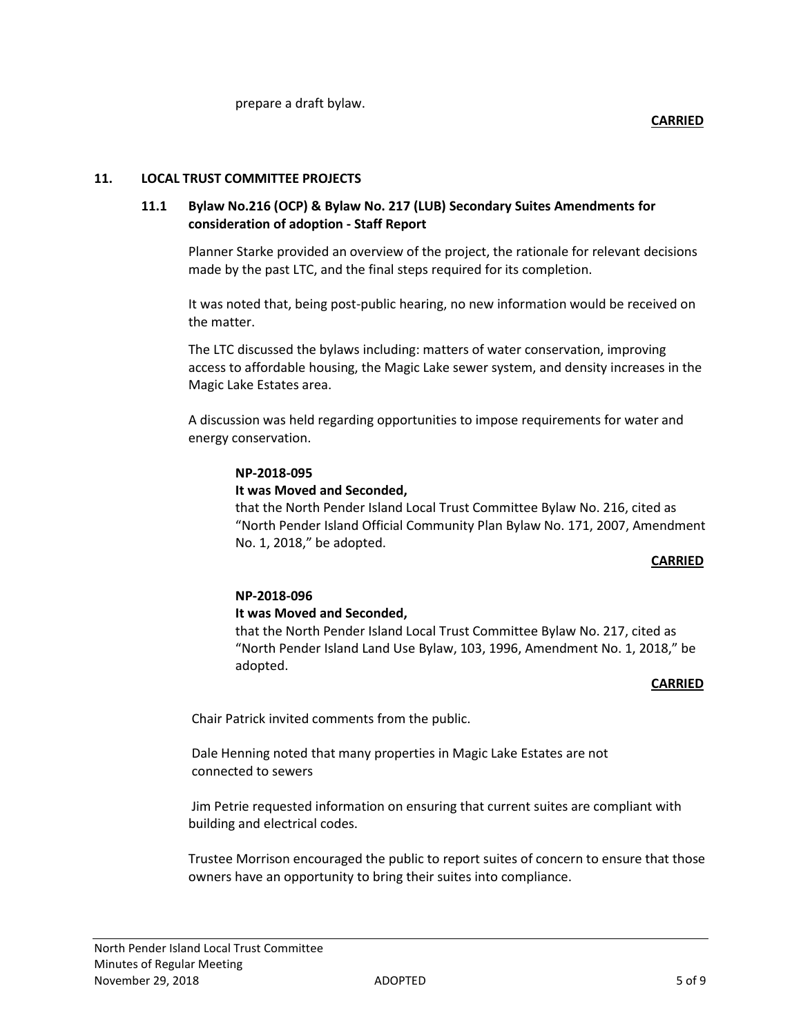prepare a draft bylaw.

**CARRIED**

## 11. LOCAL TRUST COMMITTEE PROJECTS

### 11.1 Bylaw No.216 (OCP) & Bylaw No. 217 (LUB) Secondary Suites Amendments for consideration of adoption - Staff Report

Planner Starke provided an overview of the project, the rationale for relevant decisions made by the past LTC, and the final steps required for its completion.

It was noted that, being post-public hearing, no new information would be received on the matter.

The LTC discussed the bylaws including: matters of water conservation, improving access to affordable housing, the Magic Lake sewer system, and density increases in the Magic Lake Estates area.

A discussion was held regarding opportunities to impose requirements for water and energy conservation.

**NP-2018-095**
**It was Moved and Seconded,**
that the North Pender Island Local Trust Committee Bylaw No. 216, cited as "North Pender Island Official Community Plan Bylaw No. 171, 2007, Amendment No. 1, 2018," be adopted.

**CARRIED**

**NP-2018-096**
**It was Moved and Seconded,**
that the North Pender Island Local Trust Committee Bylaw No. 217, cited as "North Pender Island Land Use Bylaw, 103, 1996, Amendment No. 1, 2018," be adopted.

**CARRIED**

Chair Patrick invited comments from the public.

Dale Henning noted that many properties in Magic Lake Estates are not connected to sewers

Jim Petrie requested information on ensuring that current suites are compliant with building and electrical codes.

Trustee Morrison encouraged the public to report suites of concern to ensure that those owners have an opportunity to bring their suites into compliance.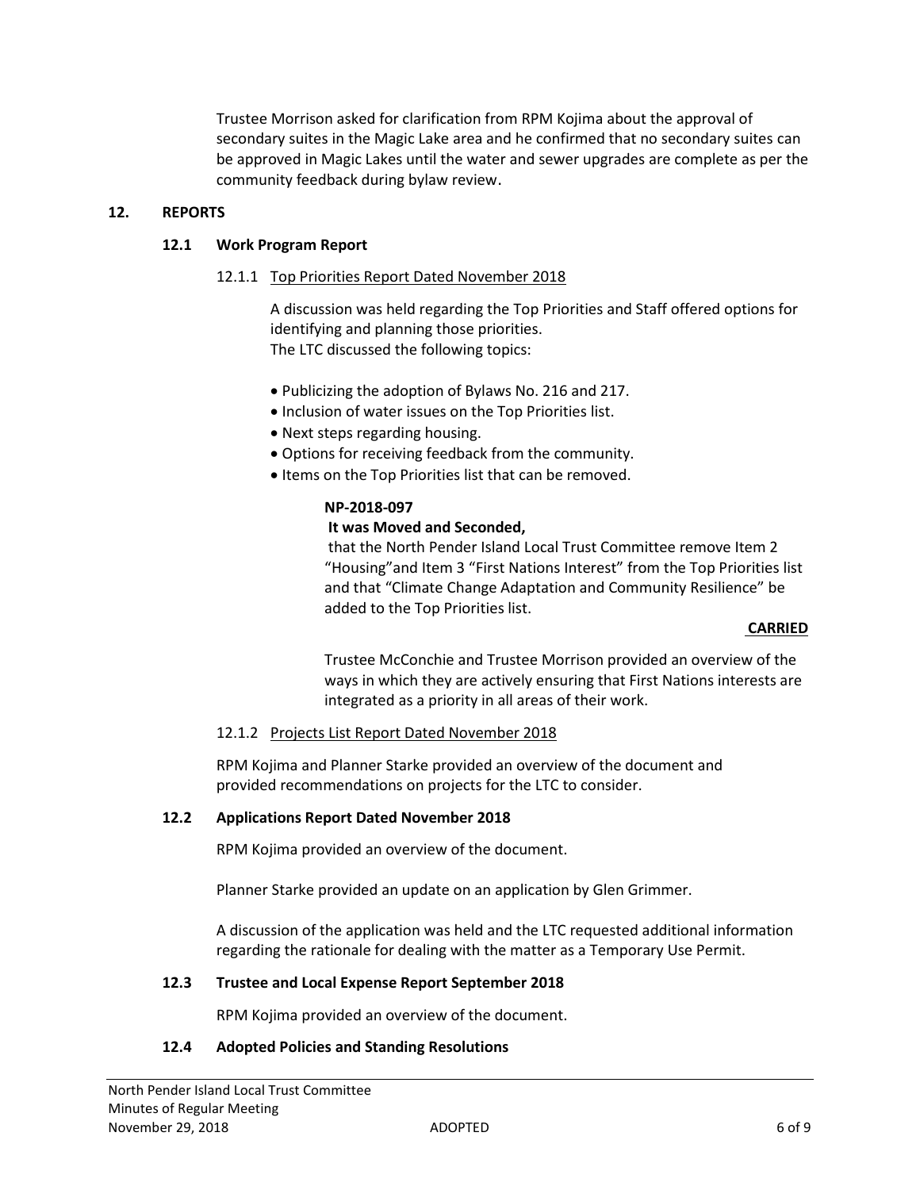Trustee Morrison asked for clarification from RPM Kojima about the approval of secondary suites in the Magic Lake area and he confirmed that no secondary suites can be approved in Magic Lakes until the water and sewer upgrades are complete as per the community feedback during bylaw review.

## 12. REPORTS

### 12.1 Work Program Report

#### 12.1.1 Top Priorities Report Dated November 2018

A discussion was held regarding the Top Priorities and Staff offered options for identifying and planning those priorities.
The LTC discussed the following topics:

- Publicizing the adoption of Bylaws No. 216 and 217.
- Inclusion of water issues on the Top Priorities list.
- Next steps regarding housing.
- Options for receiving feedback from the community.
- Items on the Top Priorities list that can be removed.

**NP-2018-097**
**It was Moved and Seconded,**
that the North Pender Island Local Trust Committee remove Item 2 "Housing"and Item 3 "First Nations Interest" from the Top Priorities list and that "Climate Change Adaptation and Community Resilience" be added to the Top Priorities list.

**CARRIED**

Trustee McConchie and Trustee Morrison provided an overview of the ways in which they are actively ensuring that First Nations interests are integrated as a priority in all areas of their work.

#### 12.1.2 Projects List Report Dated November 2018

RPM Kojima and Planner Starke provided an overview of the document and provided recommendations on projects for the LTC to consider.

### 12.2 Applications Report Dated November 2018

RPM Kojima provided an overview of the document.

Planner Starke provided an update on an application by Glen Grimmer.

A discussion of the application was held and the LTC requested additional information regarding the rationale for dealing with the matter as a Temporary Use Permit.

### 12.3 Trustee and Local Expense Report September 2018

RPM Kojima provided an overview of the document.

### 12.4 Adopted Policies and Standing Resolutions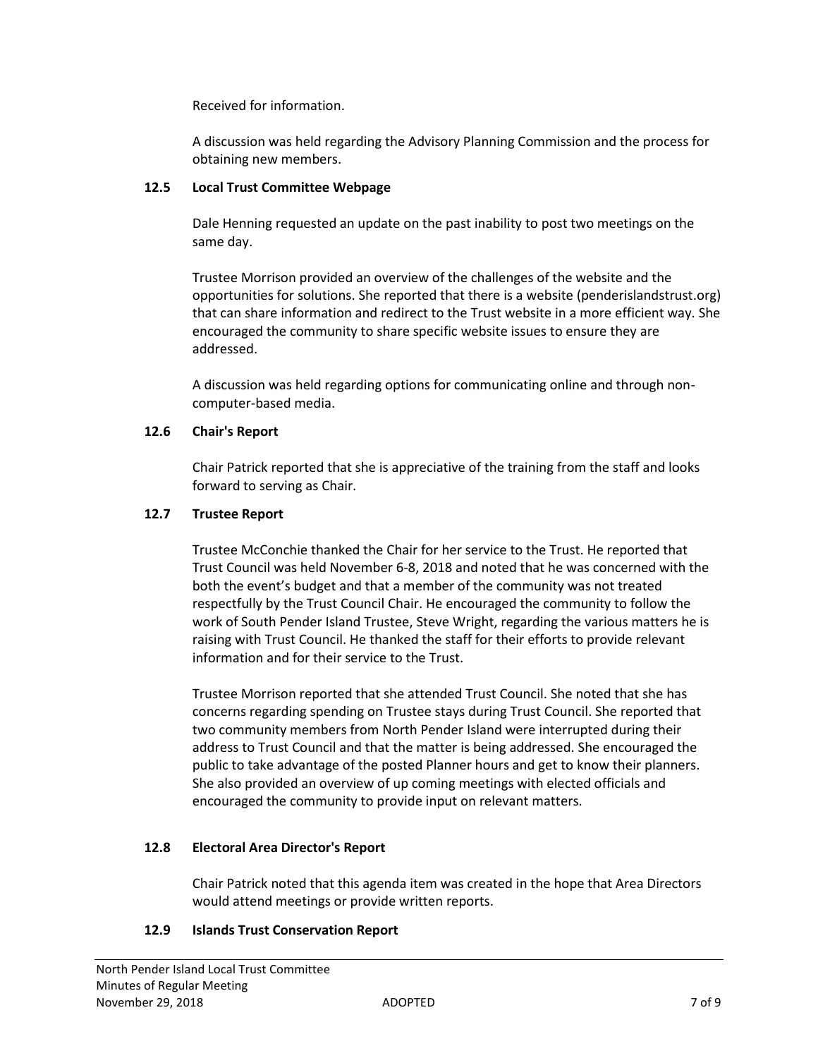Received for information.

A discussion was held regarding the Advisory Planning Commission and the process for obtaining new members.

### 12.5 Local Trust Committee Webpage

Dale Henning requested an update on the past inability to post two meetings on the same day.

Trustee Morrison provided an overview of the challenges of the website and the opportunities for solutions. She reported that there is a website (penderislandstrust.org) that can share information and redirect to the Trust website in a more efficient way. She encouraged the community to share specific website issues to ensure they are addressed.

A discussion was held regarding options for communicating online and through non-computer-based media.

### 12.6 Chair's Report

Chair Patrick reported that she is appreciative of the training from the staff and looks forward to serving as Chair.

### 12.7 Trustee Report

Trustee McConchie thanked the Chair for her service to the Trust. He reported that Trust Council was held November 6-8, 2018 and noted that he was concerned with the both the event's budget and that a member of the community was not treated respectfully by the Trust Council Chair. He encouraged the community to follow the work of South Pender Island Trustee, Steve Wright, regarding the various matters he is raising with Trust Council. He thanked the staff for their efforts to provide relevant information and for their service to the Trust.

Trustee Morrison reported that she attended Trust Council. She noted that she has concerns regarding spending on Trustee stays during Trust Council. She reported that two community members from North Pender Island were interrupted during their address to Trust Council and that the matter is being addressed. She encouraged the public to take advantage of the posted Planner hours and get to know their planners. She also provided an overview of up coming meetings with elected officials and encouraged the community to provide input on relevant matters.

### 12.8 Electoral Area Director's Report

Chair Patrick noted that this agenda item was created in the hope that Area Directors would attend meetings or provide written reports.

### 12.9 Islands Trust Conservation Report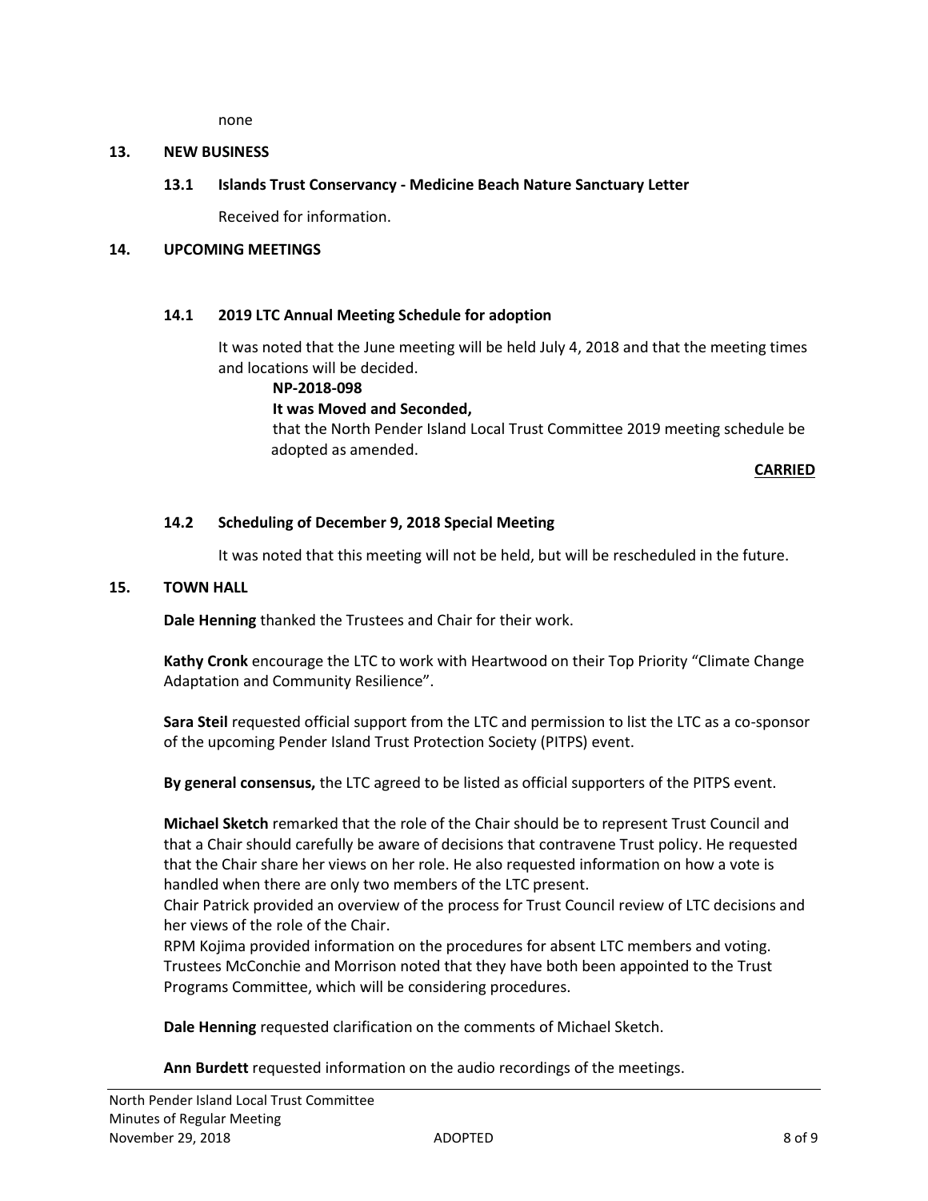none

## 13. NEW BUSINESS

### 13.1 Islands Trust Conservancy - Medicine Beach Nature Sanctuary Letter

Received for information.

## 14. UPCOMING MEETINGS

### 14.1 2019 LTC Annual Meeting Schedule for adoption

It was noted that the June meeting will be held July 4, 2018 and that the meeting times and locations will be decided.

**NP-2018-098**

**It was Moved and Seconded,**

that the North Pender Island Local Trust Committee 2019 meeting schedule be adopted as amended.

**CARRIED**

### 14.2 Scheduling of December 9, 2018 Special Meeting

It was noted that this meeting will not be held, but will be rescheduled in the future.

## 15. TOWN HALL

**Dale Henning** thanked the Trustees and Chair for their work.

**Kathy Cronk** encourage the LTC to work with Heartwood on their Top Priority "Climate Change Adaptation and Community Resilience".

**Sara Steil** requested official support from the LTC and permission to list the LTC as a co-sponsor of the upcoming Pender Island Trust Protection Society (PITPS) event.

**By general consensus,** the LTC agreed to be listed as official supporters of the PITPS event.

**Michael Sketch** remarked that the role of the Chair should be to represent Trust Council and that a Chair should carefully be aware of decisions that contravene Trust policy. He requested that the Chair share her views on her role. He also requested information on how a vote is handled when there are only two members of the LTC present.

Chair Patrick provided an overview of the process for Trust Council review of LTC decisions and her views of the role of the Chair.

RPM Kojima provided information on the procedures for absent LTC members and voting.

Trustees McConchie and Morrison noted that they have both been appointed to the Trust Programs Committee, which will be considering procedures.

**Dale Henning** requested clarification on the comments of Michael Sketch.

**Ann Burdett** requested information on the audio recordings of the meetings.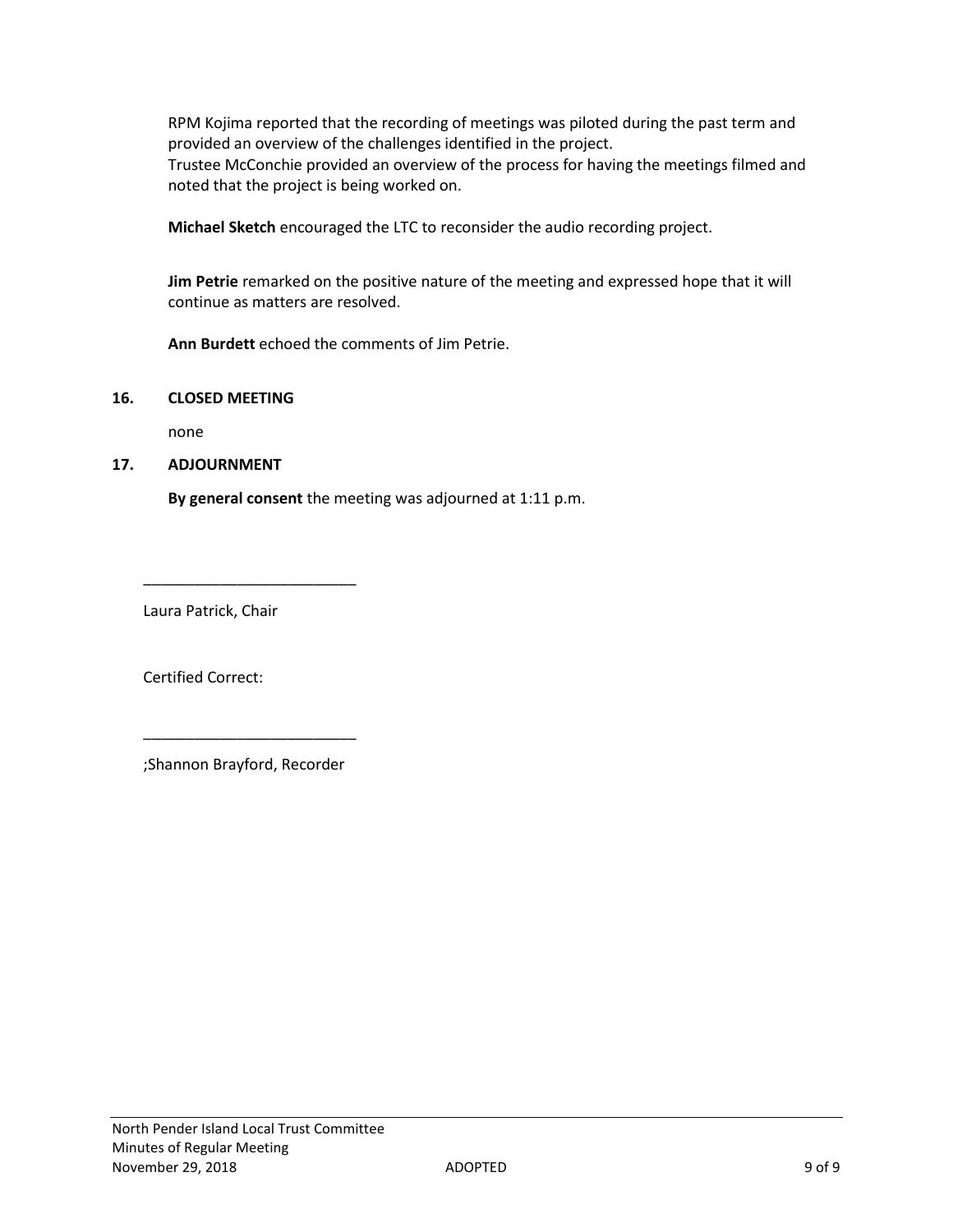RPM Kojima reported that the recording of meetings was piloted during the past term and provided an overview of the challenges identified in the project.
Trustee McConchie provided an overview of the process for having the meetings filmed and noted that the project is being worked on.

**Michael Sketch** encouraged the LTC to reconsider the audio recording project.

**Jim Petrie** remarked on the positive nature of the meeting and expressed hope that it will continue as matters are resolved.

**Ann Burdett** echoed the comments of Jim Petrie.

## 16. CLOSED MEETING

none

## 17. ADJOURNMENT

**By general consent** the meeting was adjourned at 1:11 p.m.

_________________________

Laura Patrick, Chair

Certified Correct:

_________________________

;Shannon Brayford, Recorder